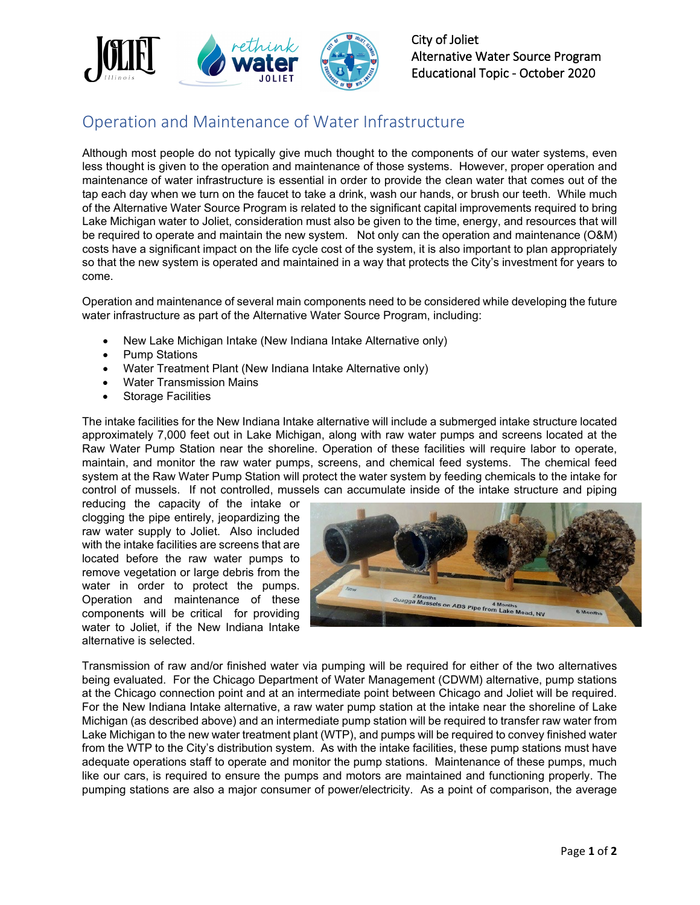City of Joliet
Alternative Water Source Program
Educational Topic - October 2020

# Operation and Maintenance of Water Infrastructure

Although most people do not typically give much thought to the components of our water systems, even less thought is given to the operation and maintenance of those systems. However, proper operation and maintenance of water infrastructure is essential in order to provide the clean water that comes out of the tap each day when we turn on the faucet to take a drink, wash our hands, or brush our teeth. While much of the Alternative Water Source Program is related to the significant capital improvements required to bring Lake Michigan water to Joliet, consideration must also be given to the time, energy, and resources that will be required to operate and maintain the new system. Not only can the operation and maintenance (O&M) costs have a significant impact on the life cycle cost of the system, it is also important to plan appropriately so that the new system is operated and maintained in a way that protects the City's investment for years to come.

Operation and maintenance of several main components need to be considered while developing the future water infrastructure as part of the Alternative Water Source Program, including:

- New Lake Michigan Intake (New Indiana Intake Alternative only)
- Pump Stations
- Water Treatment Plant (New Indiana Intake Alternative only)
- Water Transmission Mains
- Storage Facilities

The intake facilities for the New Indiana Intake alternative will include a submerged intake structure located approximately 7,000 feet out in Lake Michigan, along with raw water pumps and screens located at the Raw Water Pump Station near the shoreline. Operation of these facilities will require labor to operate, maintain, and monitor the raw water pumps, screens, and chemical feed systems. The chemical feed system at the Raw Water Pump Station will protect the water system by feeding chemicals to the intake for control of mussels. If not controlled, mussels can accumulate inside of the intake structure and piping reducing the capacity of the intake or clogging the pipe entirely, jeopardizing the raw water supply to Joliet. Also included with the intake facilities are screens that are located before the raw water pumps to remove vegetation or large debris from the water in order to protect the pumps. Operation and maintenance of these components will be critical for providing water to Joliet, if the New Indiana Intake alternative is selected.

New | 2 Months | 4 Months | 6 Months
Quagga Mussels on ABS Pipe from Lake Mead, NV

Transmission of raw and/or finished water via pumping will be required for either of the two alternatives being evaluated. For the Chicago Department of Water Management (CDWM) alternative, pump stations at the Chicago connection point and at an intermediate point between Chicago and Joliet will be required. For the New Indiana Intake alternative, a raw water pump station at the intake near the shoreline of Lake Michigan (as described above) and an intermediate pump station will be required to transfer raw water from Lake Michigan to the new water treatment plant (WTP), and pumps will be required to convey finished water from the WTP to the City's distribution system. As with the intake facilities, these pump stations must have adequate operations staff to operate and monitor the pump stations. Maintenance of these pumps, much like our cars, is required to ensure the pumps and motors are maintained and functioning properly. The pumping stations are also a major consumer of power/electricity. As a point of comparison, the average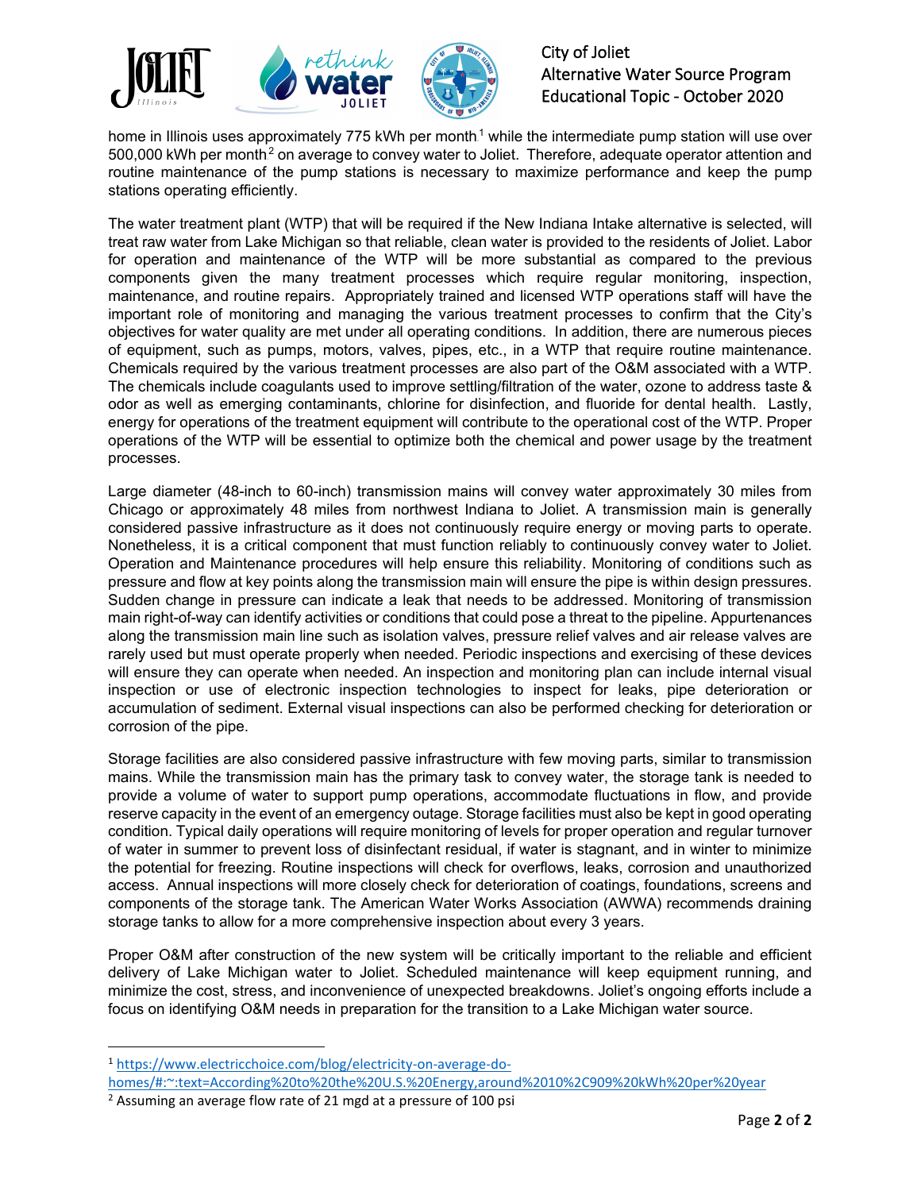home in Illinois uses approximately 775 kWh per month[1] while the intermediate pump station will use over 500,000 kWh per month[2] on average to convey water to Joliet. Therefore, adequate operator attention and routine maintenance of the pump stations is necessary to maximize performance and keep the pump stations operating efficiently.

The water treatment plant (WTP) that will be required if the New Indiana Intake alternative is selected, will treat raw water from Lake Michigan so that reliable, clean water is provided to the residents of Joliet. Labor for operation and maintenance of the WTP will be more substantial as compared to the previous components given the many treatment processes which require regular monitoring, inspection, maintenance, and routine repairs. Appropriately trained and licensed WTP operations staff will have the important role of monitoring and managing the various treatment processes to confirm that the City's objectives for water quality are met under all operating conditions. In addition, there are numerous pieces of equipment, such as pumps, motors, valves, pipes, etc., in a WTP that require routine maintenance. Chemicals required by the various treatment processes are also part of the O&M associated with a WTP. The chemicals include coagulants used to improve settling/filtration of the water, ozone to address taste & odor as well as emerging contaminants, chlorine for disinfection, and fluoride for dental health. Lastly, energy for operations of the treatment equipment will contribute to the operational cost of the WTP. Proper operations of the WTP will be essential to optimize both the chemical and power usage by the treatment processes.

Large diameter (48-inch to 60-inch) transmission mains will convey water approximately 30 miles from Chicago or approximately 48 miles from northwest Indiana to Joliet. A transmission main is generally considered passive infrastructure as it does not continuously require energy or moving parts to operate. Nonetheless, it is a critical component that must function reliably to continuously convey water to Joliet. Operation and Maintenance procedures will help ensure this reliability. Monitoring of conditions such as pressure and flow at key points along the transmission main will ensure the pipe is within design pressures. Sudden change in pressure can indicate a leak that needs to be addressed. Monitoring of transmission main right-of-way can identify activities or conditions that could pose a threat to the pipeline. Appurtenances along the transmission main line such as isolation valves, pressure relief valves and air release valves are rarely used but must operate properly when needed. Periodic inspections and exercising of these devices will ensure they can operate when needed. An inspection and monitoring plan can include internal visual inspection or use of electronic inspection technologies to inspect for leaks, pipe deterioration or accumulation of sediment. External visual inspections can also be performed checking for deterioration or corrosion of the pipe.

Storage facilities are also considered passive infrastructure with few moving parts, similar to transmission mains. While the transmission main has the primary task to convey water, the storage tank is needed to provide a volume of water to support pump operations, accommodate fluctuations in flow, and provide reserve capacity in the event of an emergency outage. Storage facilities must also be kept in good operating condition. Typical daily operations will require monitoring of levels for proper operation and regular turnover of water in summer to prevent loss of disinfectant residual, if water is stagnant, and in winter to minimize the potential for freezing. Routine inspections will check for overflows, leaks, corrosion and unauthorized access. Annual inspections will more closely check for deterioration of coatings, foundations, screens and components of the storage tank. The American Water Works Association (AWWA) recommends draining storage tanks to allow for a more comprehensive inspection about every 3 years.

Proper O&M after construction of the new system will be critically important to the reliable and efficient delivery of Lake Michigan water to Joliet. Scheduled maintenance will keep equipment running, and minimize the cost, stress, and inconvenience of unexpected breakdowns. Joliet's ongoing efforts include a focus on identifying O&M needs in preparation for the transition to a Lake Michigan water source.

---

[1] https://www.electricchoice.com/blog/electricity-on-average-do-homes/#:~:text=According%20to%20the%20U.S.%20Energy,around%2010%2C909%20kWh%20per%20year

[2] Assuming an average flow rate of 21 mgd at a pressure of 100 psi